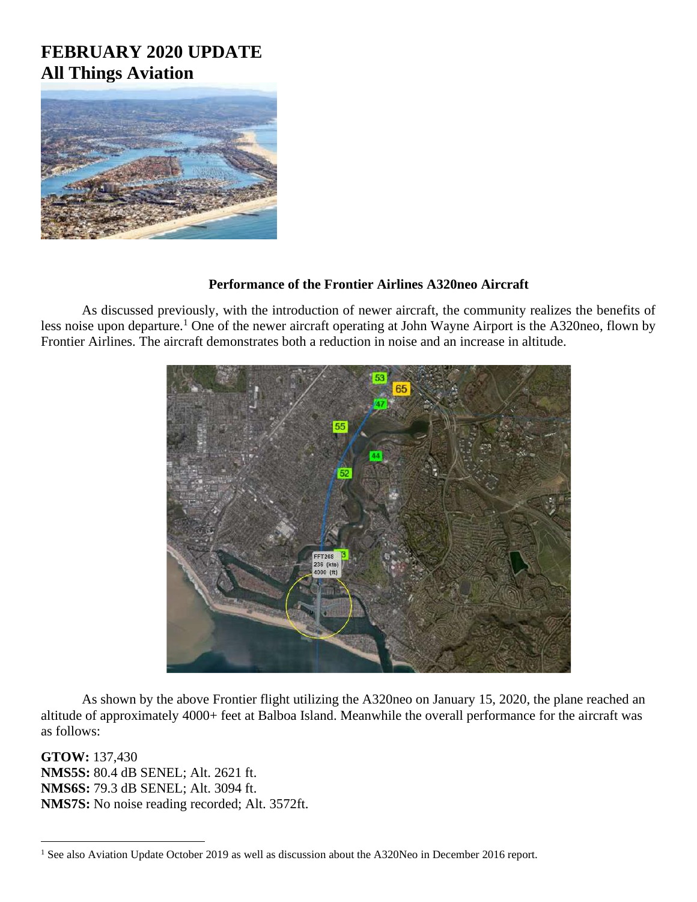# FEBRUARY 2020 UPDATE
# All Things Aviation

### Performance of the Frontier Airlines A320neo Aircraft

As discussed previously, with the introduction of newer aircraft, the community realizes the benefits of less noise upon departure.[1] One of the newer aircraft operating at John Wayne Airport is the A320neo, flown by Frontier Airlines. The aircraft demonstrates both a reduction in noise and an increase in altitude.

As shown by the above Frontier flight utilizing the A320neo on January 15, 2020, the plane reached an altitude of approximately 4000+ feet at Balboa Island. Meanwhile the overall performance for the aircraft was as follows:

**GTOW:** 137,430
**NMS5S:** 80.4 dB SENEL; Alt. 2621 ft.
**NMS6S:** 79.3 dB SENEL; Alt. 3094 ft.
**NMS7S:** No noise reading recorded; Alt. 3572ft.

---

[1] See also Aviation Update October 2019 as well as discussion about the A320Neo in December 2016 report.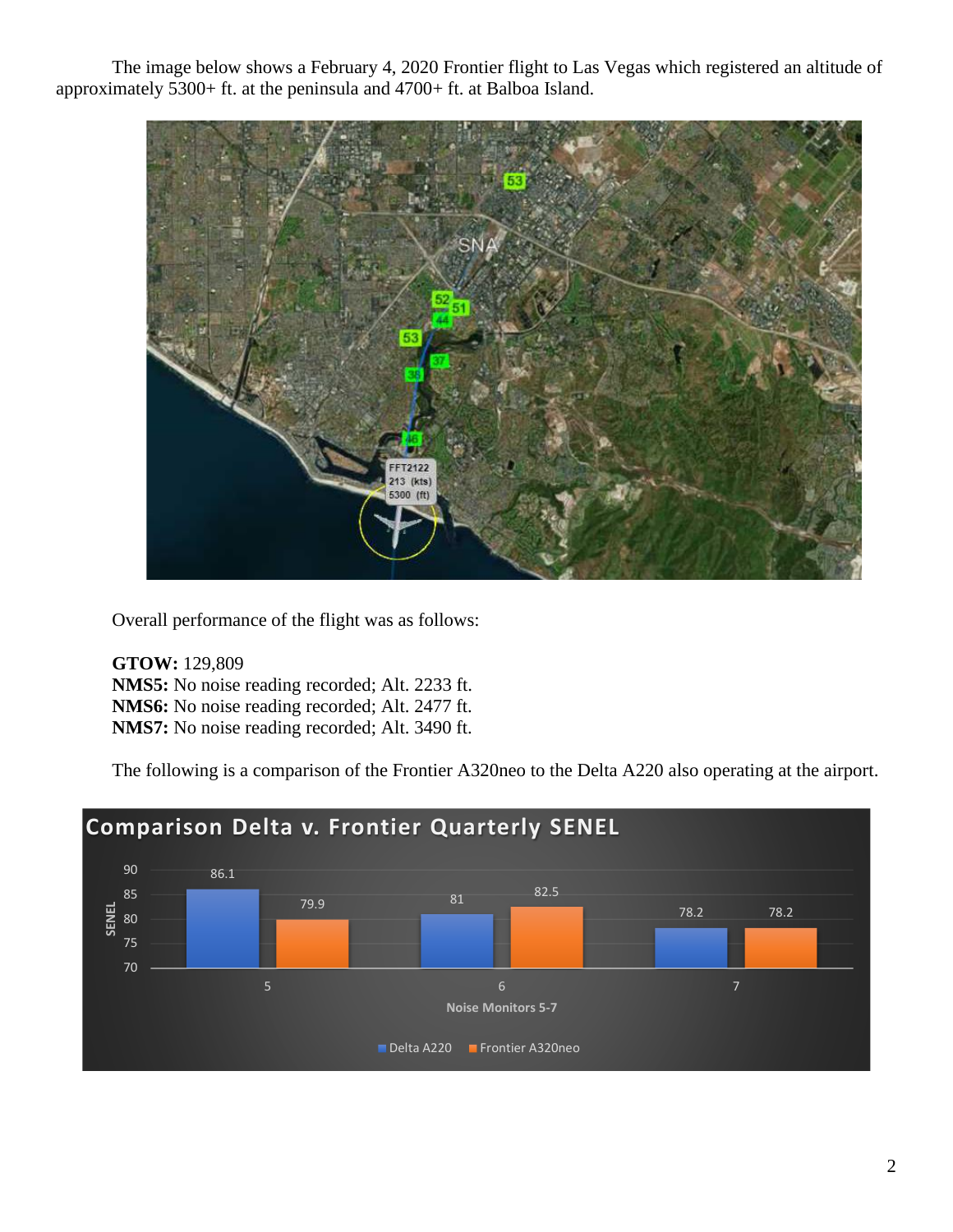The image below shows a February 4, 2020 Frontier flight to Las Vegas which registered an altitude of approximately 5300+ ft. at the peninsula and 4700+ ft. at Balboa Island.

Overall performance of the flight was as follows:

**GTOW:** 129,809
**NMS5:** No noise reading recorded; Alt. 2233 ft.
**NMS6:** No noise reading recorded; Alt. 2477 ft.
**NMS7:** No noise reading recorded; Alt. 3490 ft.

The following is a comparison of the Frontier A320neo to the Delta A220 also operating at the airport.

**Comparison Delta v. Frontier Quarterly SENEL**

| Noise Monitor | Delta A220 | Frontier A320neo |
|---|---|---|
| 5 | 86.1 | 79.9 |
| 6 | 81 | 82.5 |
| 7 | 78.2 | 78.2 |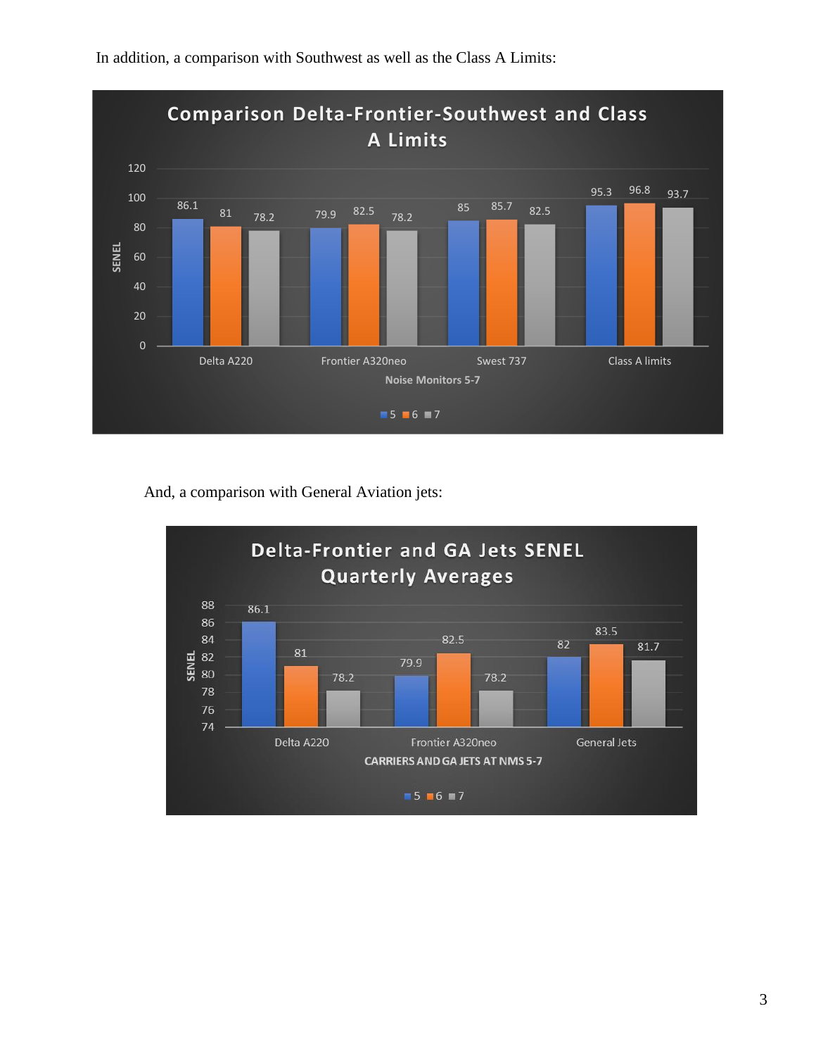In addition, a comparison with Southwest as well as the Class A Limits:

**Comparison Delta-Frontier-Southwest and Class A Limits**

SENEL — Noise Monitors 5-7

| | 5 | 6 | 7 |
|---|---|---|---|
| Delta A220 | 86.1 | 81 | 78.2 |
| Frontier A320neo | 79.9 | 82.5 | 78.2 |
| Swest 737 | 85 | 85.7 | 82.5 |
| Class A limits | 95.3 | 96.8 | 93.7 |

And, a comparison with General Aviation jets:

**Delta-Frontier and GA Jets SENEL Quarterly Averages**

SENEL — CARRIERS AND GA JETS AT NMS 5-7

| | 5 | 6 | 7 |
|---|---|---|---|
| Delta A220 | 86.1 | 81 | 78.2 |
| Frontier A320neo | 79.9 | 82.5 | 78.2 |
| General Jets | 82 | 83.5 | 81.7 |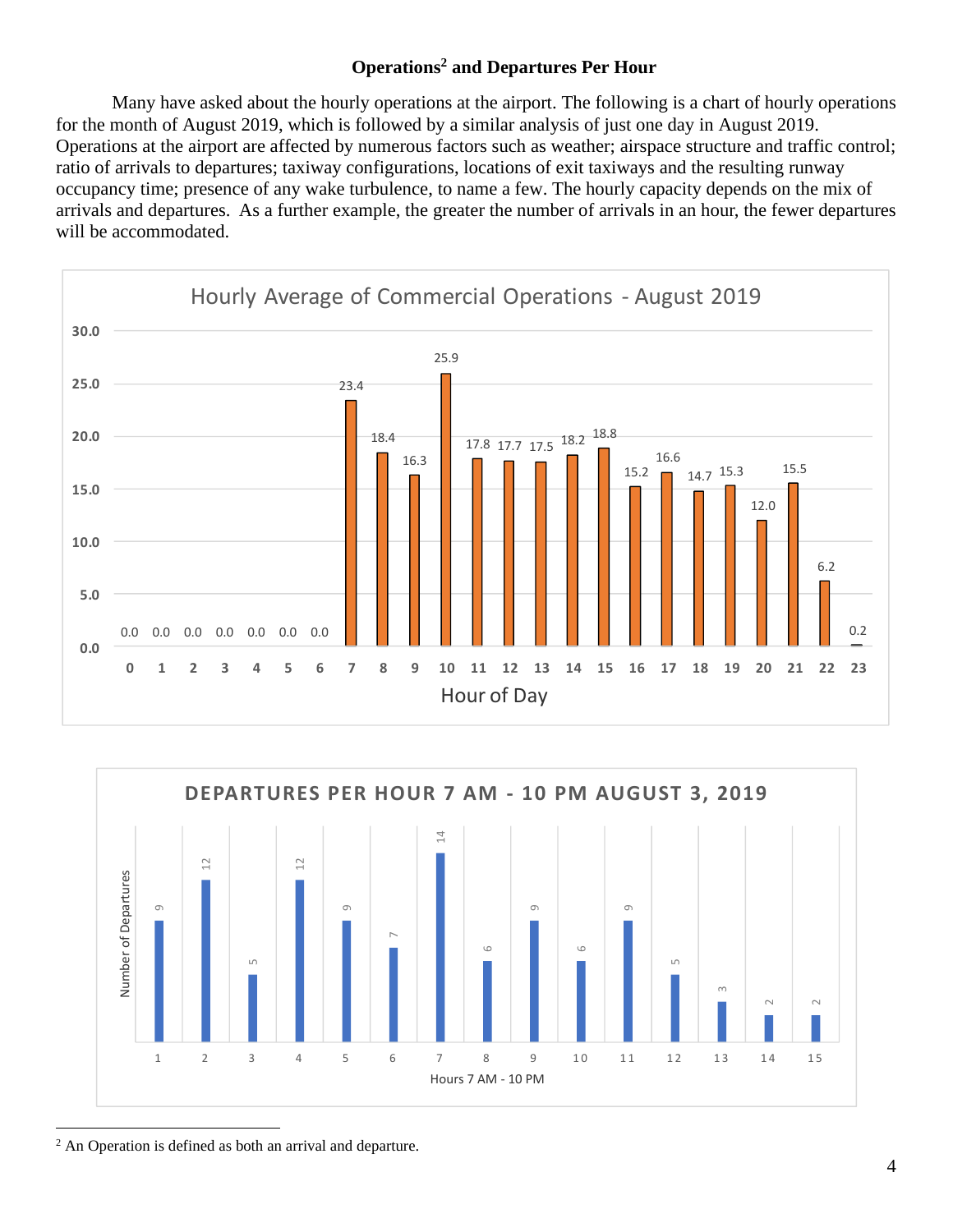## Operations[2] and Departures Per Hour

Many have asked about the hourly operations at the airport. The following is a chart of hourly operations for the month of August 2019, which is followed by a similar analysis of just one day in August 2019. Operations at the airport are affected by numerous factors such as weather; airspace structure and traffic control; ratio of arrivals to departures; taxiway configurations, locations of exit taxiways and the resulting runway occupancy time; presence of any wake turbulence, to name a few. The hourly capacity depends on the mix of arrivals and departures. As a further example, the greater the number of arrivals in an hour, the fewer departures will be accommodated.

**Hourly Average of Commercial Operations - August 2019**

| Hour of Day | 0 | 1 | 2 | 3 | 4 | 5 | 6 | 7 | 8 | 9 | 10 | 11 | 12 | 13 | 14 | 15 | 16 | 17 | 18 | 19 | 20 | 21 | 22 | 23 |
|---|---|---|---|---|---|---|---|---|---|---|---|---|---|---|---|---|---|---|---|---|---|---|---|---|
| Average | 0.0 | 0.0 | 0.0 | 0.0 | 0.0 | 0.0 | 0.0 | 23.4 | 18.4 | 16.3 | 25.9 | 17.8 | 17.7 | 17.5 | 18.2 | 18.8 | 15.2 | 16.6 | 14.7 | 15.3 | 12.0 | 15.5 | 6.2 | 0.2 |

**DEPARTURES PER HOUR 7 AM - 10 PM AUGUST 3, 2019**

| Hours 7 AM - 10 PM | 1 | 2 | 3 | 4 | 5 | 6 | 7 | 8 | 9 | 10 | 11 | 12 | 13 | 14 | 15 |
|---|---|---|---|---|---|---|---|---|---|---|---|---|---|---|---|
| Number of Departures | 9 | 12 | 5 | 12 | 9 | 7 | 14 | 6 | 9 | 6 | 9 | 5 | 3 | 2 | 2 |

[2] An Operation is defined as both an arrival and departure.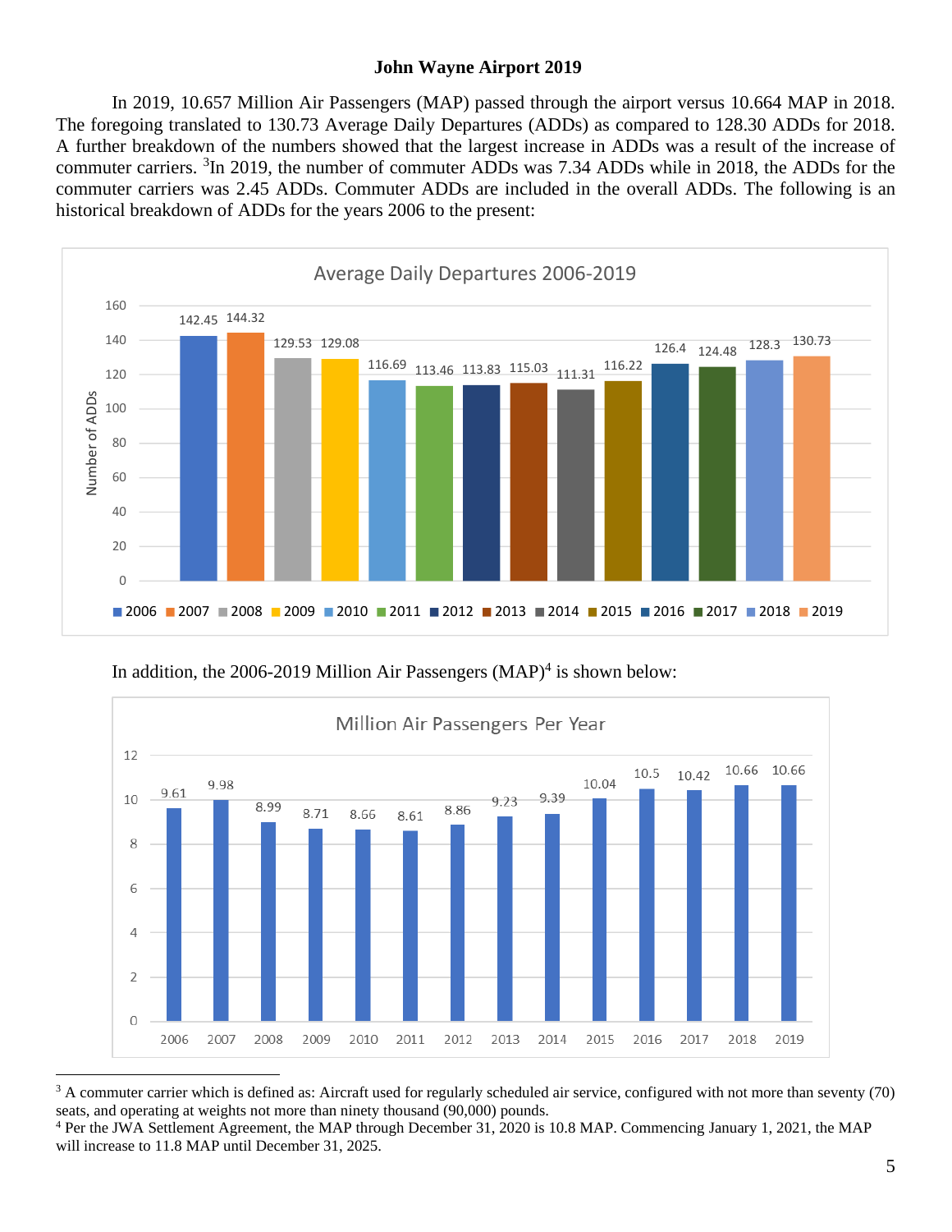**John Wayne Airport 2019**

In 2019, 10.657 Million Air Passengers (MAP) passed through the airport versus 10.664 MAP in 2018. The foregoing translated to 130.73 Average Daily Departures (ADDs) as compared to 128.30 ADDs for 2018. A further breakdown of the numbers showed that the largest increase in ADDs was a result of the increase of commuter carriers. [3]In 2019, the number of commuter ADDs was 7.34 ADDs while in 2018, the ADDs for the commuter carriers was 2.45 ADDs. Commuter ADDs are included in the overall ADDs. The following is an historical breakdown of ADDs for the years 2006 to the present:

**Average Daily Departures 2006-2019**

| Year | Number of ADDs |
|---|---|
| 2006 | 142.45 |
| 2007 | 144.32 |
| 2008 | 129.53 |
| 2009 | 129.08 |
| 2010 | 116.69 |
| 2011 | 113.46 |
| 2012 | 113.83 |
| 2013 | 115.03 |
| 2014 | 111.31 |
| 2015 | 116.22 |
| 2016 | 126.4 |
| 2017 | 124.48 |
| 2018 | 128.3 |
| 2019 | 130.73 |

In addition, the 2006-2019 Million Air Passengers (MAP)[4] is shown below:

**Million Air Passengers Per Year**

| Year | MAP |
|---|---|
| 2006 | 9.61 |
| 2007 | 9.98 |
| 2008 | 8.99 |
| 2009 | 8.71 |
| 2010 | 8.66 |
| 2011 | 8.61 |
| 2012 | 8.86 |
| 2013 | 9.23 |
| 2014 | 9.39 |
| 2015 | 10.04 |
| 2016 | 10.5 |
| 2017 | 10.42 |
| 2018 | 10.66 |
| 2019 | 10.66 |

---

[3] A commuter carrier which is defined as: Aircraft used for regularly scheduled air service, configured with not more than seventy (70) seats, and operating at weights not more than ninety thousand (90,000) pounds.

[4] Per the JWA Settlement Agreement, the MAP through December 31, 2020 is 10.8 MAP. Commencing January 1, 2021, the MAP will increase to 11.8 MAP until December 31, 2025.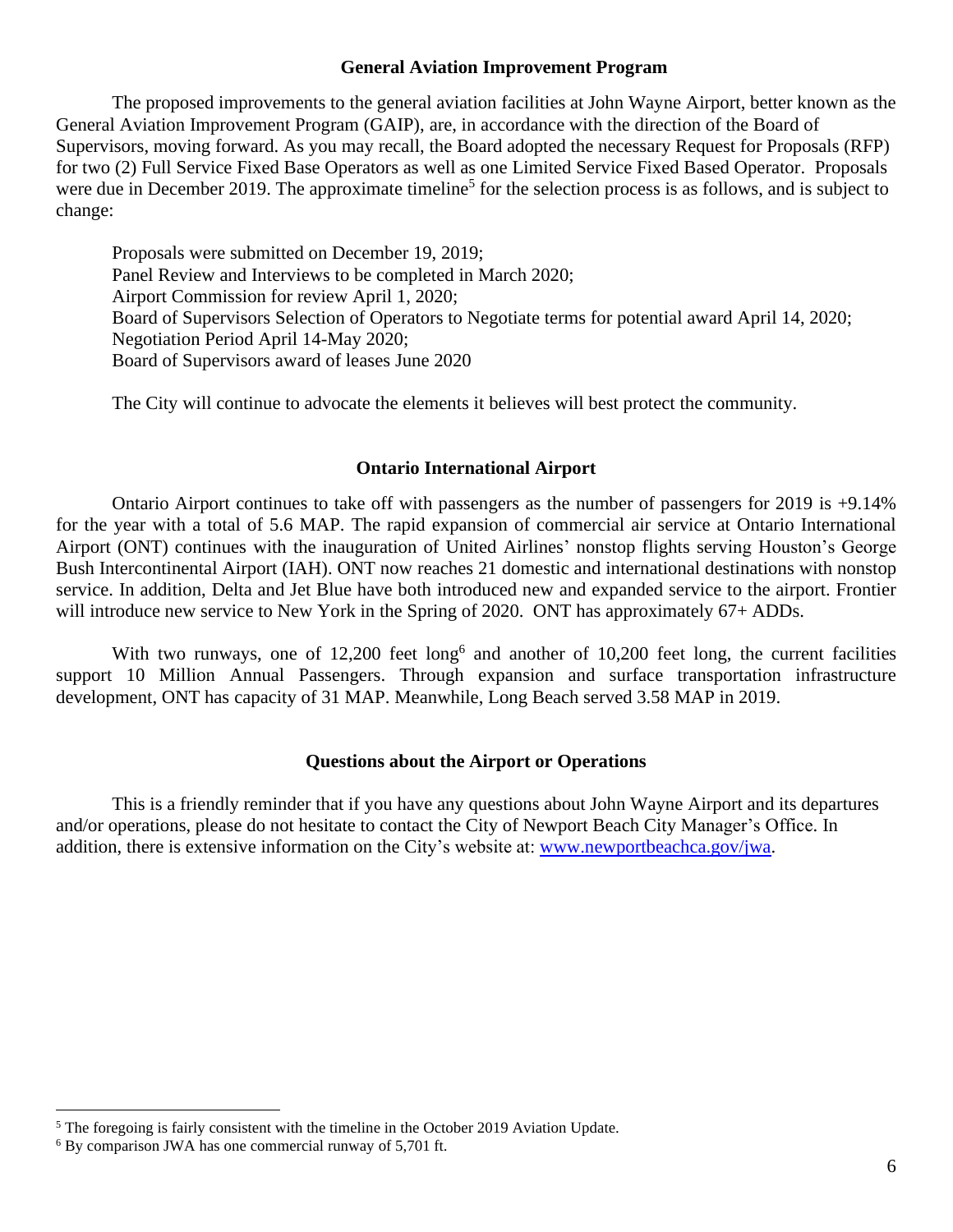## General Aviation Improvement Program

The proposed improvements to the general aviation facilities at John Wayne Airport, better known as the General Aviation Improvement Program (GAIP), are, in accordance with the direction of the Board of Supervisors, moving forward. As you may recall, the Board adopted the necessary Request for Proposals (RFP) for two (2) Full Service Fixed Base Operators as well as one Limited Service Fixed Based Operator. Proposals were due in December 2019. The approximate timeline[5] for the selection process is as follows, and is subject to change:

Proposals were submitted on December 19, 2019;
Panel Review and Interviews to be completed in March 2020;
Airport Commission for review April 1, 2020;
Board of Supervisors Selection of Operators to Negotiate terms for potential award April 14, 2020;
Negotiation Period April 14-May 2020;
Board of Supervisors award of leases June 2020

The City will continue to advocate the elements it believes will best protect the community.

## Ontario International Airport

Ontario Airport continues to take off with passengers as the number of passengers for 2019 is +9.14% for the year with a total of 5.6 MAP. The rapid expansion of commercial air service at Ontario International Airport (ONT) continues with the inauguration of United Airlines' nonstop flights serving Houston's George Bush Intercontinental Airport (IAH). ONT now reaches 21 domestic and international destinations with nonstop service. In addition, Delta and Jet Blue have both introduced new and expanded service to the airport. Frontier will introduce new service to New York in the Spring of 2020. ONT has approximately 67+ ADDs.

With two runways, one of 12,200 feet long[6] and another of 10,200 feet long, the current facilities support 10 Million Annual Passengers. Through expansion and surface transportation infrastructure development, ONT has capacity of 31 MAP. Meanwhile, Long Beach served 3.58 MAP in 2019.

## Questions about the Airport or Operations

This is a friendly reminder that if you have any questions about John Wayne Airport and its departures and/or operations, please do not hesitate to contact the City of Newport Beach City Manager's Office. In addition, there is extensive information on the City's website at: www.newportbeachca.gov/jwa.

---

[5] The foregoing is fairly consistent with the timeline in the October 2019 Aviation Update.

[6] By comparison JWA has one commercial runway of 5,701 ft.